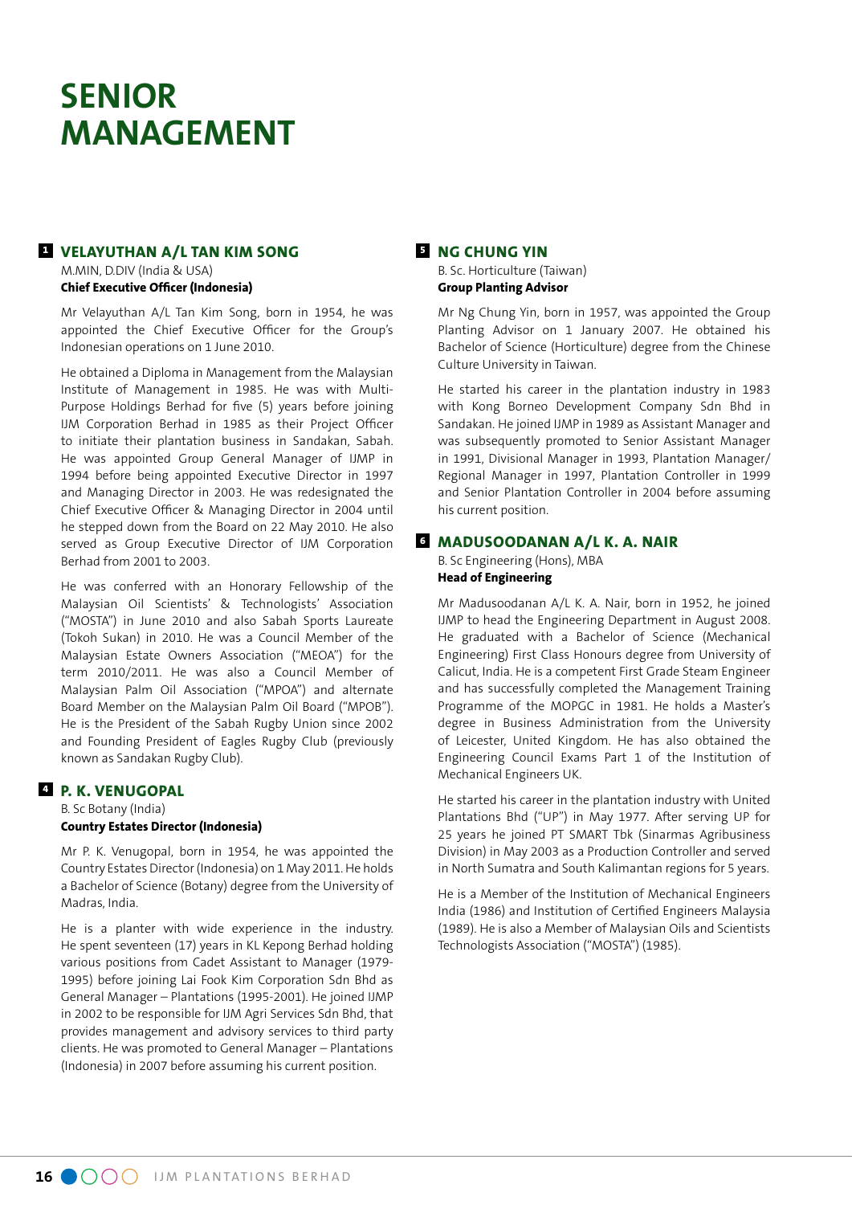# SENIOR MANAGEMENT

## 1 VELAYUTHAN A/L TAN KIM SONG

M.MIN, D.DIV (India & USA)

**Chief Executive Officer (Indonesia)**

Mr Velayuthan A/L Tan Kim Song, born in 1954, he was appointed the Chief Executive Officer for the Group's Indonesian operations on 1 June 2010.

He obtained a Diploma in Management from the Malaysian Institute of Management in 1985. He was with Multi-Purpose Holdings Berhad for five (5) years before joining IJM Corporation Berhad in 1985 as their Project Officer to initiate their plantation business in Sandakan, Sabah. He was appointed Group General Manager of IJMP in 1994 before being appointed Executive Director in 1997 and Managing Director in 2003. He was redesignated the Chief Executive Officer & Managing Director in 2004 until he stepped down from the Board on 22 May 2010. He also served as Group Executive Director of IJM Corporation Berhad from 2001 to 2003.

He was conferred with an Honorary Fellowship of the Malaysian Oil Scientists' & Technologists' Association ("MOSTA") in June 2010 and also Sabah Sports Laureate (Tokoh Sukan) in 2010. He was a Council Member of the Malaysian Estate Owners Association ("MEOA") for the term 2010/2011. He was also a Council Member of Malaysian Palm Oil Association ("MPOA") and alternate Board Member on the Malaysian Palm Oil Board ("MPOB"). He is the President of the Sabah Rugby Union since 2002 and Founding President of Eagles Rugby Club (previously known as Sandakan Rugby Club).

## 4 P. K. VENUGOPAL

B. Sc Botany (India)

**Country Estates Director (Indonesia)**

Mr P. K. Venugopal, born in 1954, he was appointed the Country Estates Director (Indonesia) on 1 May 2011. He holds a Bachelor of Science (Botany) degree from the University of Madras, India.

He is a planter with wide experience in the industry. He spent seventeen (17) years in KL Kepong Berhad holding various positions from Cadet Assistant to Manager (1979-1995) before joining Lai Fook Kim Corporation Sdn Bhd as General Manager – Plantations (1995-2001). He joined IJMP in 2002 to be responsible for IJM Agri Services Sdn Bhd, that provides management and advisory services to third party clients. He was promoted to General Manager – Plantations (Indonesia) in 2007 before assuming his current position.

## 5 NG CHUNG YIN

B. Sc. Horticulture (Taiwan)

**Group Planting Advisor**

Mr Ng Chung Yin, born in 1957, was appointed the Group Planting Advisor on 1 January 2007. He obtained his Bachelor of Science (Horticulture) degree from the Chinese Culture University in Taiwan.

He started his career in the plantation industry in 1983 with Kong Borneo Development Company Sdn Bhd in Sandakan. He joined IJMP in 1989 as Assistant Manager and was subsequently promoted to Senior Assistant Manager in 1991, Divisional Manager in 1993, Plantation Manager/ Regional Manager in 1997, Plantation Controller in 1999 and Senior Plantation Controller in 2004 before assuming his current position.

## 6 MADUSOODANAN A/L K. A. NAIR

B. Sc Engineering (Hons), MBA

**Head of Engineering**

Mr Madusoodanan A/L K. A. Nair, born in 1952, he joined IJMP to head the Engineering Department in August 2008. He graduated with a Bachelor of Science (Mechanical Engineering) First Class Honours degree from University of Calicut, India. He is a competent First Grade Steam Engineer and has successfully completed the Management Training Programme of the MOPGC in 1981. He holds a Master's degree in Business Administration from the University of Leicester, United Kingdom. He has also obtained the Engineering Council Exams Part 1 of the Institution of Mechanical Engineers UK.

He started his career in the plantation industry with United Plantations Bhd ("UP") in May 1977. After serving UP for 25 years he joined PT SMART Tbk (Sinarmas Agribusiness Division) in May 2003 as a Production Controller and served in North Sumatra and South Kalimantan regions for 5 years.

He is a Member of the Institution of Mechanical Engineers India (1986) and Institution of Certified Engineers Malaysia (1989). He is also a Member of Malaysian Oils and Scientists Technologists Association ("MOSTA") (1985).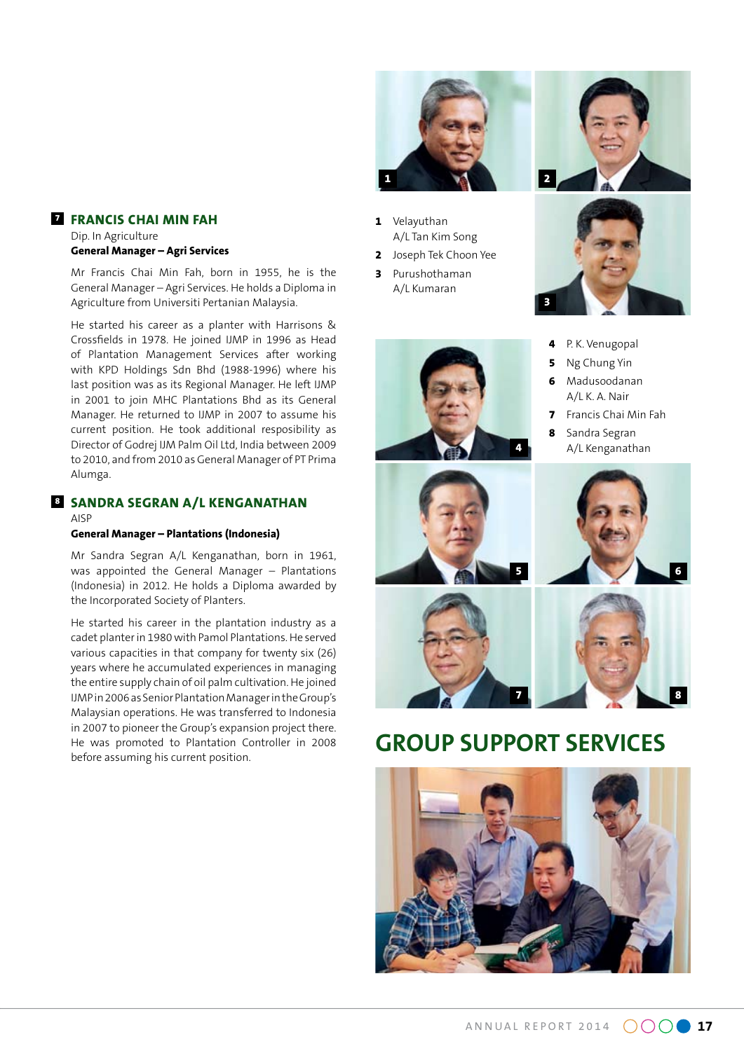## 7 FRANCIS CHAI MIN FAH

Dip. In Agriculture

**General Manager – Agri Services**

Mr Francis Chai Min Fah, born in 1955, he is the General Manager – Agri Services. He holds a Diploma in Agriculture from Universiti Pertanian Malaysia.

He started his career as a planter with Harrisons & Crossfields in 1978. He joined IJMP in 1996 as Head of Plantation Management Services after working with KPD Holdings Sdn Bhd (1988-1996) where his last position was as its Regional Manager. He left IJMP in 2001 to join MHC Plantations Bhd as its General Manager. He returned to IJMP in 2007 to assume his current position. He took additional resposibility as Director of Godrej IJM Palm Oil Ltd, India between 2009 to 2010, and from 2010 as General Manager of PT Prima Alumga.

## 8 SANDRA SEGRAN A/L KENGANATHAN

AISP

**General Manager – Plantations (Indonesia)**

Mr Sandra Segran A/L Kenganathan, born in 1961, was appointed the General Manager – Plantations (Indonesia) in 2012. He holds a Diploma awarded by the Incorporated Society of Planters.

He started his career in the plantation industry as a cadet planter in 1980 with Pamol Plantations. He served various capacities in that company for twenty six (26) years where he accumulated experiences in managing the entire supply chain of oil palm cultivation. He joined IJMP in 2006 as Senior Plantation Manager in the Group's Malaysian operations. He was transferred to Indonesia in 2007 to pioneer the Group's expansion project there. He was promoted to Plantation Controller in 2008 before assuming his current position.

1 Velayuthan A/L Tan Kim Song
2 Joseph Tek Choon Yee
3 Purushothaman A/L Kumaran

4 P. K. Venugopal
5 Ng Chung Yin
6 Madusoodanan A/L K. A. Nair
7 Francis Chai Min Fah
8 Sandra Segran A/L Kenganathan

# GROUP SUPPORT SERVICES